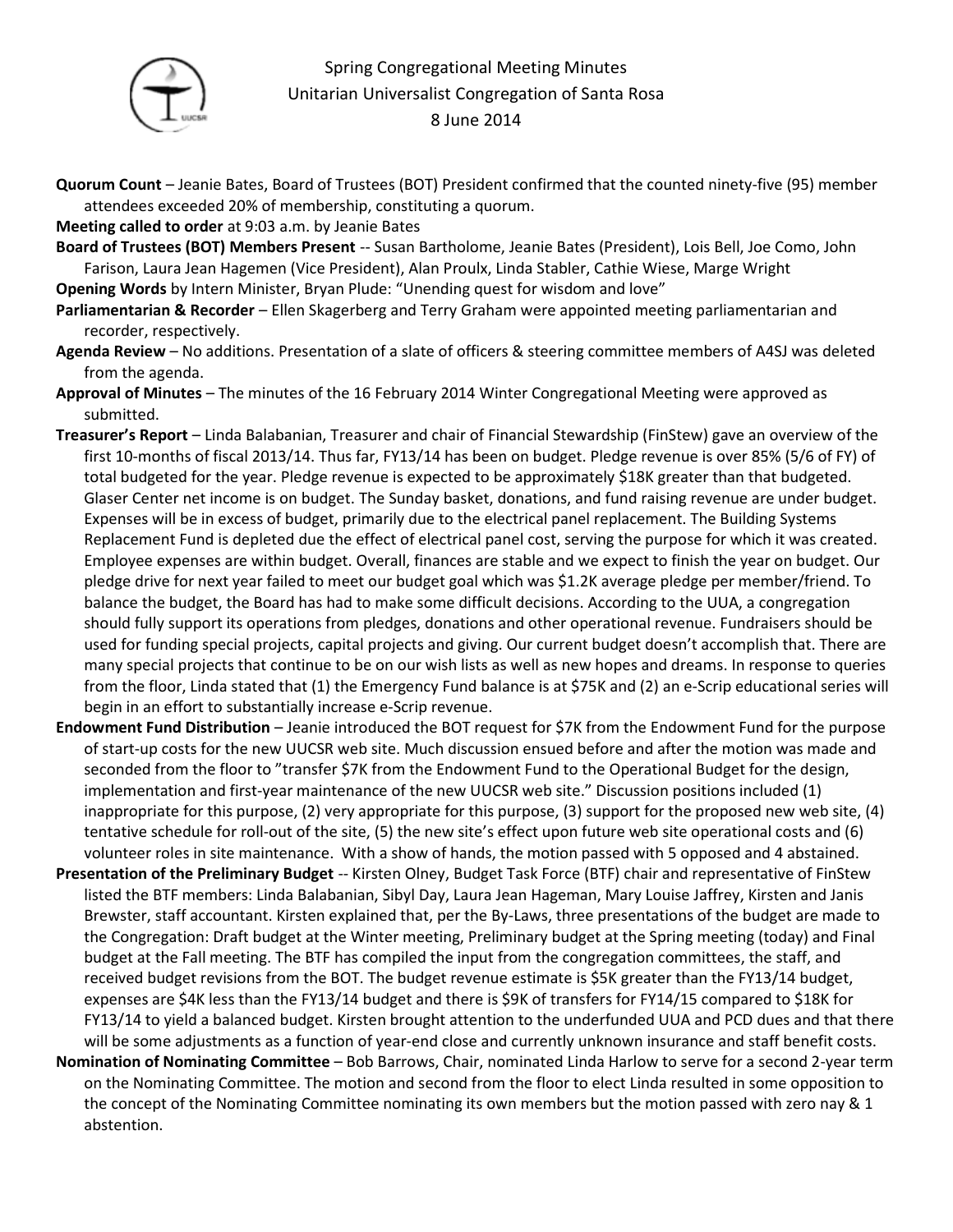# Spring Congregational Meeting Minutes
## Unitarian Universalist Congregation of Santa Rosa
### 8 June 2014

**Quorum Count** – Jeanie Bates, Board of Trustees (BOT) President confirmed that the counted ninety-five (95) member attendees exceeded 20% of membership, constituting a quorum.

**Meeting called to order** at 9:03 a.m. by Jeanie Bates

**Board of Trustees (BOT) Members Present** -- Susan Bartholome, Jeanie Bates (President), Lois Bell, Joe Como, John Farison, Laura Jean Hagemen (Vice President), Alan Proulx, Linda Stabler, Cathie Wiese, Marge Wright

**Opening Words** by Intern Minister, Bryan Plude: "Unending quest for wisdom and love"

**Parliamentarian & Recorder** – Ellen Skagerberg and Terry Graham were appointed meeting parliamentarian and recorder, respectively.

**Agenda Review** – No additions. Presentation of a slate of officers & steering committee members of A4SJ was deleted from the agenda.

**Approval of Minutes** – The minutes of the 16 February 2014 Winter Congregational Meeting were approved as submitted.

**Treasurer's Report** – Linda Balabanian, Treasurer and chair of Financial Stewardship (FinStew) gave an overview of the first 10-months of fiscal 2013/14. Thus far, FY13/14 has been on budget. Pledge revenue is over 85% (5/6 of FY) of total budgeted for the year. Pledge revenue is expected to be approximately $18K greater than that budgeted. Glaser Center net income is on budget. The Sunday basket, donations, and fund raising revenue are under budget. Expenses will be in excess of budget, primarily due to the electrical panel replacement. The Building Systems Replacement Fund is depleted due the effect of electrical panel cost, serving the purpose for which it was created. Employee expenses are within budget. Overall, finances are stable and we expect to finish the year on budget. Our pledge drive for next year failed to meet our budget goal which was $1.2K average pledge per member/friend. To balance the budget, the Board has had to make some difficult decisions. According to the UUA, a congregation should fully support its operations from pledges, donations and other operational revenue. Fundraisers should be used for funding special projects, capital projects and giving. Our current budget doesn't accomplish that. There are many special projects that continue to be on our wish lists as well as new hopes and dreams. In response to queries from the floor, Linda stated that (1) the Emergency Fund balance is at $75K and (2) an e-Scrip educational series will begin in an effort to substantially increase e-Scrip revenue.

**Endowment Fund Distribution** – Jeanie introduced the BOT request for $7K from the Endowment Fund for the purpose of start-up costs for the new UUCSR web site. Much discussion ensued before and after the motion was made and seconded from the floor to "transfer $7K from the Endowment Fund to the Operational Budget for the design, implementation and first-year maintenance of the new UUCSR web site." Discussion positions included (1) inappropriate for this purpose, (2) very appropriate for this purpose, (3) support for the proposed new web site, (4) tentative schedule for roll-out of the site, (5) the new site's effect upon future web site operational costs and (6) volunteer roles in site maintenance. With a show of hands, the motion passed with 5 opposed and 4 abstained.

**Presentation of the Preliminary Budget** -- Kirsten Olney, Budget Task Force (BTF) chair and representative of FinStew listed the BTF members: Linda Balabanian, Sibyl Day, Laura Jean Hageman, Mary Louise Jaffrey, Kirsten and Janis Brewster, staff accountant. Kirsten explained that, per the By-Laws, three presentations of the budget are made to the Congregation: Draft budget at the Winter meeting, Preliminary budget at the Spring meeting (today) and Final budget at the Fall meeting. The BTF has compiled the input from the congregation committees, the staff, and received budget revisions from the BOT. The budget revenue estimate is $5K greater than the FY13/14 budget, expenses are $4K less than the FY13/14 budget and there is $9K of transfers for FY14/15 compared to $18K for FY13/14 to yield a balanced budget. Kirsten brought attention to the underfunded UUA and PCD dues and that there will be some adjustments as a function of year-end close and currently unknown insurance and staff benefit costs.

**Nomination of Nominating Committee** – Bob Barrows, Chair, nominated Linda Harlow to serve for a second 2-year term on the Nominating Committee. The motion and second from the floor to elect Linda resulted in some opposition to the concept of the Nominating Committee nominating its own members but the motion passed with zero nay & 1 abstention.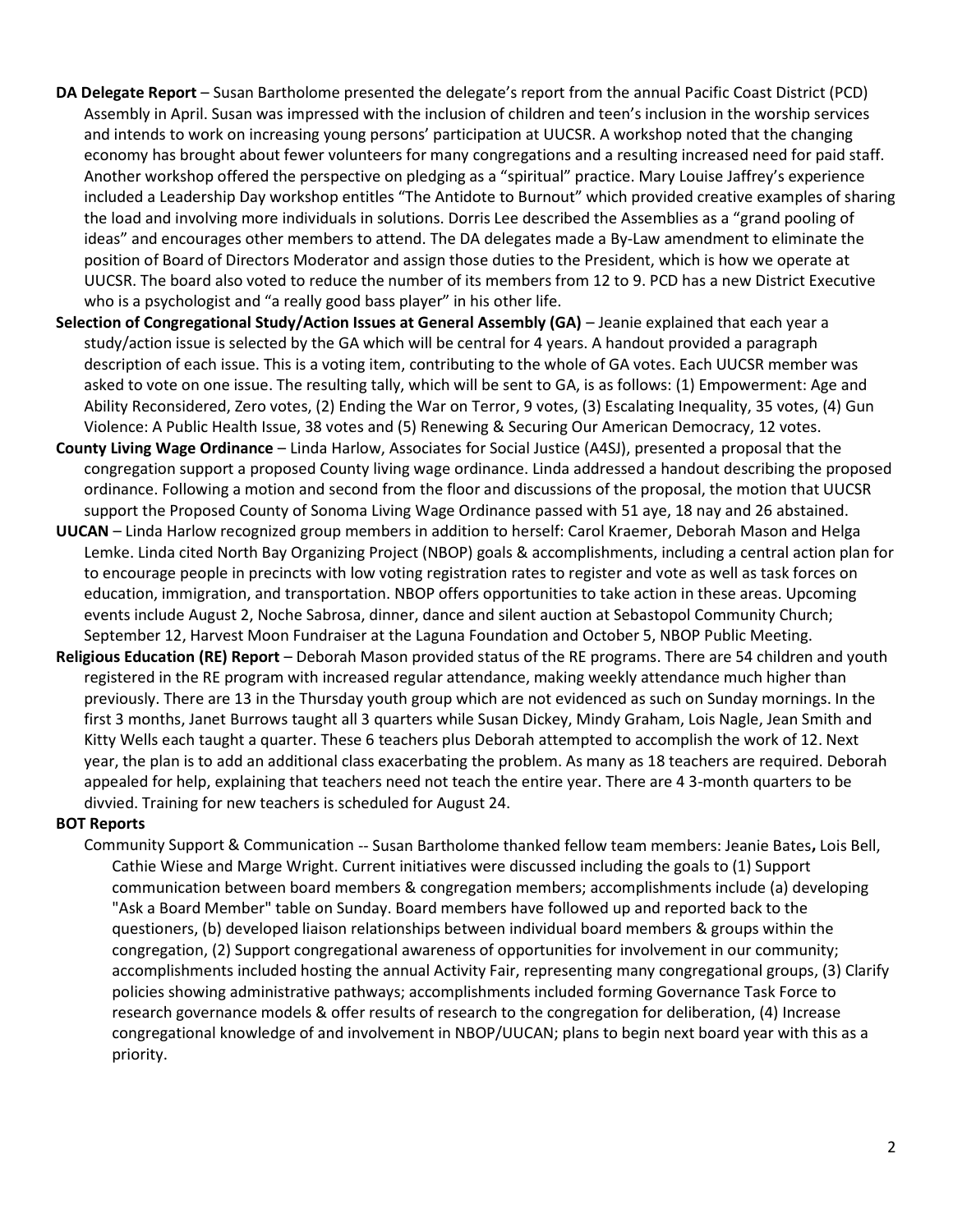**DA Delegate Report** – Susan Bartholome presented the delegate's report from the annual Pacific Coast District (PCD) Assembly in April. Susan was impressed with the inclusion of children and teen's inclusion in the worship services and intends to work on increasing young persons' participation at UUCSR. A workshop noted that the changing economy has brought about fewer volunteers for many congregations and a resulting increased need for paid staff. Another workshop offered the perspective on pledging as a "spiritual" practice. Mary Louise Jaffrey's experience included a Leadership Day workshop entitles "The Antidote to Burnout" which provided creative examples of sharing the load and involving more individuals in solutions. Dorris Lee described the Assemblies as a "grand pooling of ideas" and encourages other members to attend. The DA delegates made a By-Law amendment to eliminate the position of Board of Directors Moderator and assign those duties to the President, which is how we operate at UUCSR. The board also voted to reduce the number of its members from 12 to 9. PCD has a new District Executive who is a psychologist and "a really good bass player" in his other life.

**Selection of Congregational Study/Action Issues at General Assembly (GA)** – Jeanie explained that each year a study/action issue is selected by the GA which will be central for 4 years. A handout provided a paragraph description of each issue. This is a voting item, contributing to the whole of GA votes. Each UUCSR member was asked to vote on one issue. The resulting tally, which will be sent to GA, is as follows: (1) Empowerment: Age and Ability Reconsidered, Zero votes, (2) Ending the War on Terror, 9 votes, (3) Escalating Inequality, 35 votes, (4) Gun Violence: A Public Health Issue, 38 votes and (5) Renewing & Securing Our American Democracy, 12 votes.

**County Living Wage Ordinance** – Linda Harlow, Associates for Social Justice (A4SJ), presented a proposal that the congregation support a proposed County living wage ordinance. Linda addressed a handout describing the proposed ordinance. Following a motion and second from the floor and discussions of the proposal, the motion that UUCSR support the Proposed County of Sonoma Living Wage Ordinance passed with 51 aye, 18 nay and 26 abstained.

**UUCAN** – Linda Harlow recognized group members in addition to herself: Carol Kraemer, Deborah Mason and Helga Lemke. Linda cited North Bay Organizing Project (NBOP) goals & accomplishments, including a central action plan for to encourage people in precincts with low voting registration rates to register and vote as well as task forces on education, immigration, and transportation. NBOP offers opportunities to take action in these areas. Upcoming events include August 2, Noche Sabrosa, dinner, dance and silent auction at Sebastopol Community Church; September 12, Harvest Moon Fundraiser at the Laguna Foundation and October 5, NBOP Public Meeting.

**Religious Education (RE) Report** – Deborah Mason provided status of the RE programs. There are 54 children and youth registered in the RE program with increased regular attendance, making weekly attendance much higher than previously. There are 13 in the Thursday youth group which are not evidenced as such on Sunday mornings. In the first 3 months, Janet Burrows taught all 3 quarters while Susan Dickey, Mindy Graham, Lois Nagle, Jean Smith and Kitty Wells each taught a quarter. These 6 teachers plus Deborah attempted to accomplish the work of 12. Next year, the plan is to add an additional class exacerbating the problem. As many as 18 teachers are required. Deborah appealed for help, explaining that teachers need not teach the entire year. There are 4 3-month quarters to be divvied. Training for new teachers is scheduled for August 24.

**BOT Reports**

Community Support & Communication -- Susan Bartholome thanked fellow team members: Jeanie Bates**,** Lois Bell, Cathie Wiese and Marge Wright. Current initiatives were discussed including the goals to (1) Support communication between board members & congregation members; accomplishments include (a) developing "Ask a Board Member" table on Sunday. Board members have followed up and reported back to the questioners, (b) developed liaison relationships between individual board members & groups within the congregation, (2) Support congregational awareness of opportunities for involvement in our community; accomplishments included hosting the annual Activity Fair, representing many congregational groups, (3) Clarify policies showing administrative pathways; accomplishments included forming Governance Task Force to research governance models & offer results of research to the congregation for deliberation, (4) Increase congregational knowledge of and involvement in NBOP/UUCAN; plans to begin next board year with this as a priority.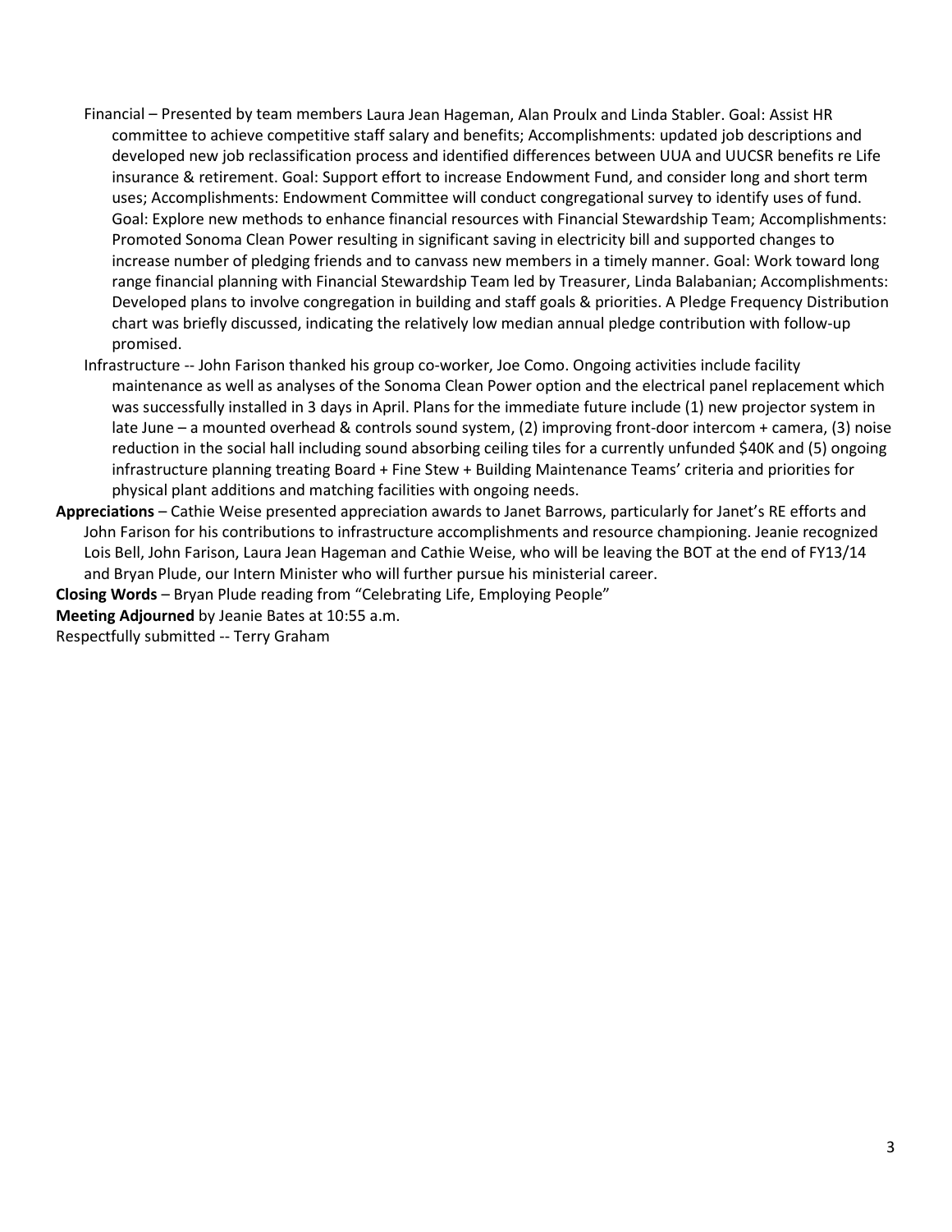Financial – Presented by team members Laura Jean Hageman, Alan Proulx and Linda Stabler. Goal: Assist HR committee to achieve competitive staff salary and benefits; Accomplishments: updated job descriptions and developed new job reclassification process and identified differences between UUA and UUCSR benefits re Life insurance & retirement. Goal: Support effort to increase Endowment Fund, and consider long and short term uses; Accomplishments: Endowment Committee will conduct congregational survey to identify uses of fund. Goal: Explore new methods to enhance financial resources with Financial Stewardship Team; Accomplishments: Promoted Sonoma Clean Power resulting in significant saving in electricity bill and supported changes to increase number of pledging friends and to canvass new members in a timely manner. Goal: Work toward long range financial planning with Financial Stewardship Team led by Treasurer, Linda Balabanian; Accomplishments: Developed plans to involve congregation in building and staff goals & priorities. A Pledge Frequency Distribution chart was briefly discussed, indicating the relatively low median annual pledge contribution with follow-up promised.

Infrastructure -- John Farison thanked his group co-worker, Joe Como. Ongoing activities include facility maintenance as well as analyses of the Sonoma Clean Power option and the electrical panel replacement which was successfully installed in 3 days in April. Plans for the immediate future include (1) new projector system in late June – a mounted overhead & controls sound system, (2) improving front-door intercom + camera, (3) noise reduction in the social hall including sound absorbing ceiling tiles for a currently unfunded $40K and (5) ongoing infrastructure planning treating Board + Fine Stew + Building Maintenance Teams' criteria and priorities for physical plant additions and matching facilities with ongoing needs.

**Appreciations** – Cathie Weise presented appreciation awards to Janet Barrows, particularly for Janet's RE efforts and John Farison for his contributions to infrastructure accomplishments and resource championing. Jeanie recognized Lois Bell, John Farison, Laura Jean Hageman and Cathie Weise, who will be leaving the BOT at the end of FY13/14 and Bryan Plude, our Intern Minister who will further pursue his ministerial career.

**Closing Words** – Bryan Plude reading from "Celebrating Life, Employing People"

**Meeting Adjourned** by Jeanie Bates at 10:55 a.m.

Respectfully submitted -- Terry Graham